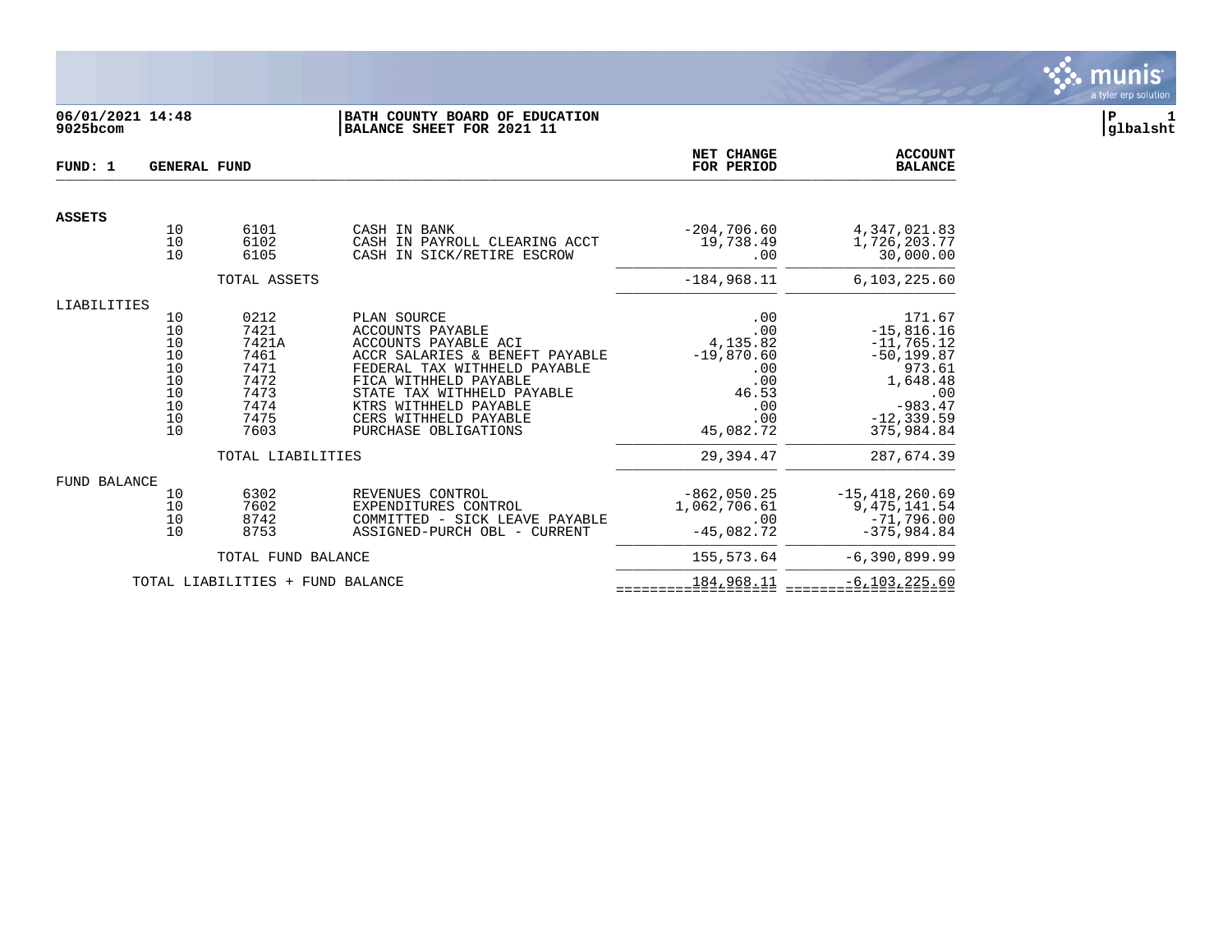06/01/2021 14:48
9025bcom

**BATH COUNTY BOARD OF EDUCATION**
**BALANCE SHEET FOR 2021 11**

P 1
glbalsht

**FUND: 1 GENERAL FUND**

| | | | | NET CHANGE FOR PERIOD | ACCOUNT BALANCE |
|---|---|---|---|---|---|
| **ASSETS** | | | | | |
| | 10 | 6101 | CASH IN BANK | -204,706.60 | 4,347,021.83 |
| | 10 | 6102 | CASH IN PAYROLL CLEARING ACCT | 19,738.49 | 1,726,203.77 |
| | 10 | 6105 | CASH IN SICK/RETIRE ESCROW | .00 | 30,000.00 |
| | | TOTAL ASSETS | | -184,968.11 | 6,103,225.60 |
| LIABILITIES | | | | | |
| | 10 | 0212 | PLAN SOURCE | .00 | 171.67 |
| | 10 | 7421 | ACCOUNTS PAYABLE | .00 | -15,816.16 |
| | 10 | 7421A | ACCOUNTS PAYABLE ACI | 4,135.82 | -11,765.12 |
| | 10 | 7461 | ACCR SALARIES & BENEFT PAYABLE | -19,870.60 | -50,199.87 |
| | 10 | 7471 | FEDERAL TAX WITHHELD PAYABLE | .00 | 973.61 |
| | 10 | 7472 | FICA WITHHELD PAYABLE | .00 | 1,648.48 |
| | 10 | 7473 | STATE TAX WITHHELD PAYABLE | 46.53 | .00 |
| | 10 | 7474 | KTRS WITHHELD PAYABLE | .00 | -983.47 |
| | 10 | 7475 | CERS WITHHELD PAYABLE | .00 | -12,339.59 |
| | 10 | 7603 | PURCHASE OBLIGATIONS | 45,082.72 | 375,984.84 |
| | | TOTAL LIABILITIES | | 29,394.47 | 287,674.39 |
| FUND BALANCE | | | | | |
| | 10 | 6302 | REVENUES CONTROL | -862,050.25 | -15,418,260.69 |
| | 10 | 7602 | EXPENDITURES CONTROL | 1,062,706.61 | 9,475,141.54 |
| | 10 | 8742 | COMMITTED - SICK LEAVE PAYABLE | .00 | -71,796.00 |
| | 10 | 8753 | ASSIGNED-PURCH OBL - CURRENT | -45,082.72 | -375,984.84 |
| | | TOTAL FUND BALANCE | | 155,573.64 | -6,390,899.99 |
| | TOTAL LIABILITIES + FUND BALANCE | | | 184,968.11 | -6,103,225.60 |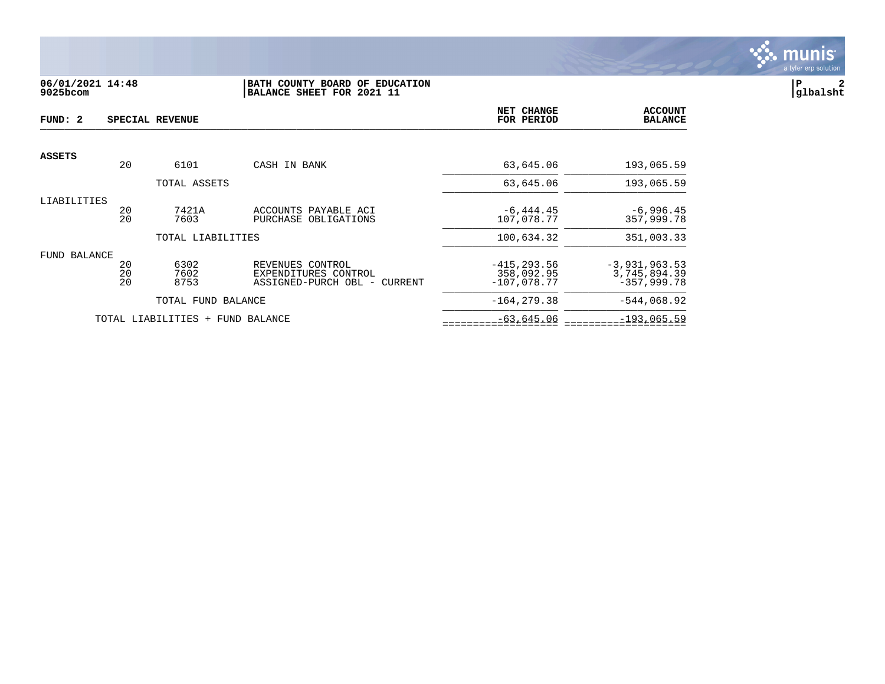06/01/2021 14:48
9025bcom

**BATH COUNTY BOARD OF EDUCATION**
**BALANCE SHEET FOR 2021 11**

P 2
glbalsht

| FUND: 2 | SPECIAL REVENUE | | | NET CHANGE FOR PERIOD | ACCOUNT BALANCE |
|---|---|---|---|---|---|
| **ASSETS** | | | | | |
| | 20 | 6101 | CASH IN BANK | 63,645.06 | 193,065.59 |
| | | TOTAL ASSETS | | 63,645.06 | 193,065.59 |
| LIABILITIES | | | | | |
| | 20 | 7421A | ACCOUNTS PAYABLE ACI | -6,444.45 | -6,996.45 |
| | 20 | 7603 | PURCHASE OBLIGATIONS | 107,078.77 | 357,999.78 |
| | | TOTAL LIABILITIES | | 100,634.32 | 351,003.33 |
| FUND BALANCE | | | | | |
| | 20 | 6302 | REVENUES CONTROL | -415,293.56 | -3,931,963.53 |
| | 20 | 7602 | EXPENDITURES CONTROL | 358,092.95 | 3,745,894.39 |
| | 20 | 8753 | ASSIGNED-PURCH OBL - CURRENT | -107,078.77 | -357,999.78 |
| | | TOTAL FUND BALANCE | | -164,279.38 | -544,068.92 |
| | TOTAL LIABILITIES + FUND BALANCE | | | -63,645.06 | -193,065.59 |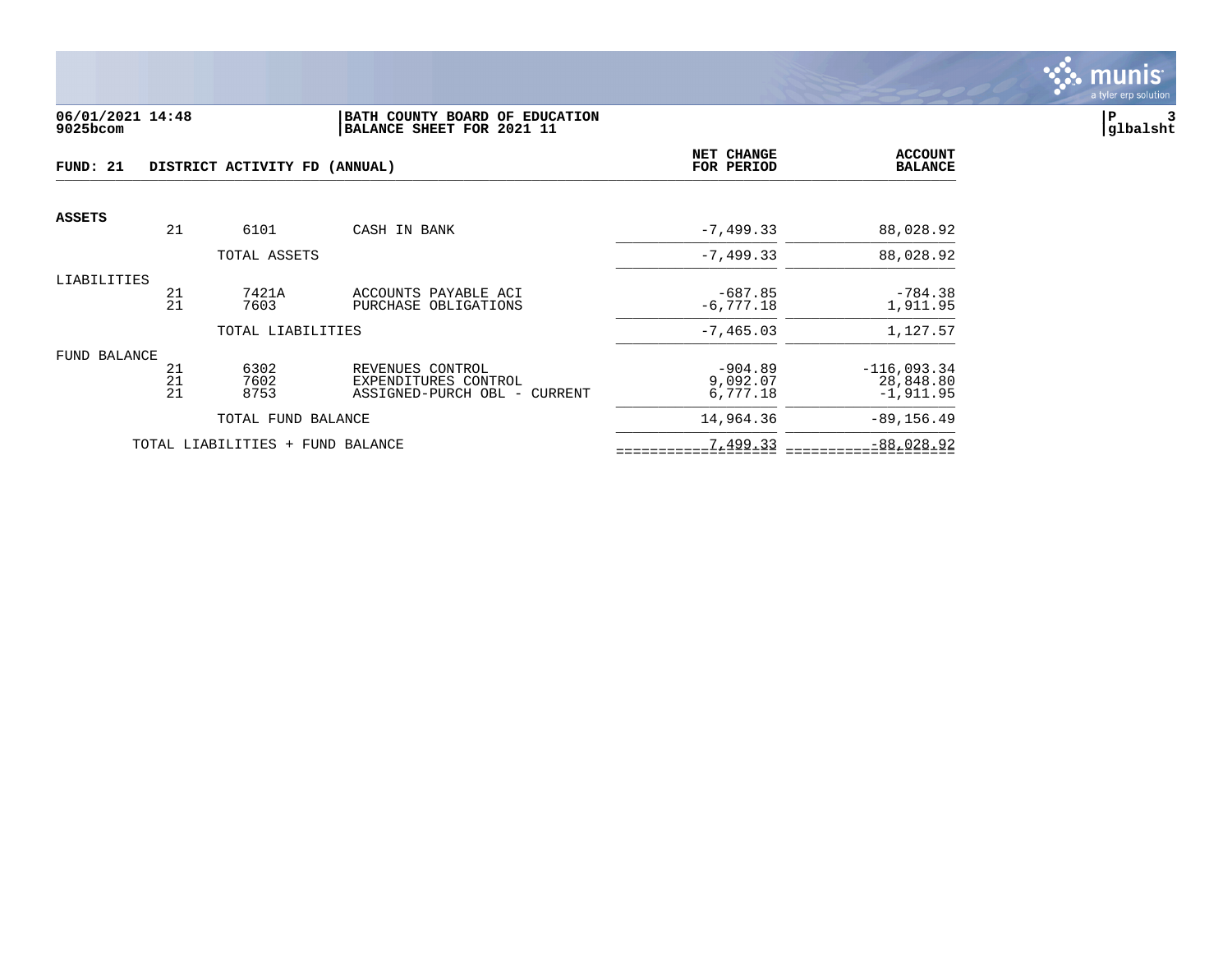06/01/2021 14:48
9025bcom

**BATH COUNTY BOARD OF EDUCATION**
**BALANCE SHEET FOR 2021 11**

| FUND: 21 DISTRICT ACTIVITY FD (ANNUAL) | | | | NET CHANGE FOR PERIOD | ACCOUNT BALANCE |
|---|---|---|---|---|---|
| **ASSETS** | | | | | |
| | 21 | 6101 | CASH IN BANK | -7,499.33 | 88,028.92 |
| | | TOTAL ASSETS | | -7,499.33 | 88,028.92 |
| LIABILITIES | | | | | |
| | 21 | 7421A | ACCOUNTS PAYABLE ACI | -687.85 | -784.38 |
| | 21 | 7603 | PURCHASE OBLIGATIONS | -6,777.18 | 1,911.95 |
| | | TOTAL LIABILITIES | | -7,465.03 | 1,127.57 |
| FUND BALANCE | | | | | |
| | 21 | 6302 | REVENUES CONTROL | -904.89 | -116,093.34 |
| | 21 | 7602 | EXPENDITURES CONTROL | 9,092.07 | 28,848.80 |
| | 21 | 8753 | ASSIGNED-PURCH OBL - CURRENT | 6,777.18 | -1,911.95 |
| | | TOTAL FUND BALANCE | | 14,964.36 | -89,156.49 |
| | TOTAL LIABILITIES + FUND BALANCE | | | 7,499.33 | -88,028.92 |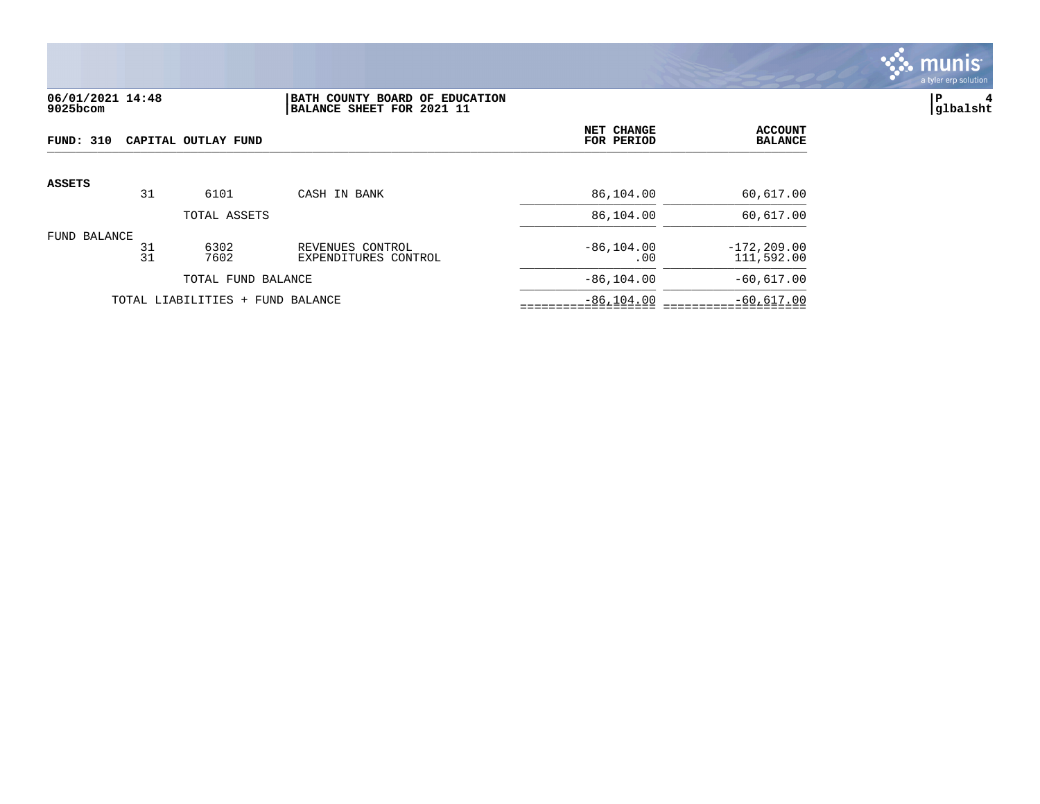06/01/2021 14:48
9025bcom

BATH COUNTY BOARD OF EDUCATION
BALANCE SHEET FOR 2021 11

P 4
glbalsht

**FUND: 310 CAPITAL OUTLAY FUND**

| | | | | NET CHANGE FOR PERIOD | ACCOUNT BALANCE |
|---|---|---|---|---|---|
| **ASSETS** | | | | | |
| | 31 | 6101 | CASH IN BANK | 86,104.00 | 60,617.00 |
| | | TOTAL ASSETS | | 86,104.00 | 60,617.00 |
| FUND BALANCE | | | | | |
| | 31 | 6302 | REVENUES CONTROL | -86,104.00 | -172,209.00 |
| | 31 | 7602 | EXPENDITURES CONTROL | .00 | 111,592.00 |
| | | TOTAL FUND BALANCE | | -86,104.00 | -60,617.00 |
| | TOTAL LIABILITIES + FUND BALANCE | | | -86,104.00 | -60,617.00 |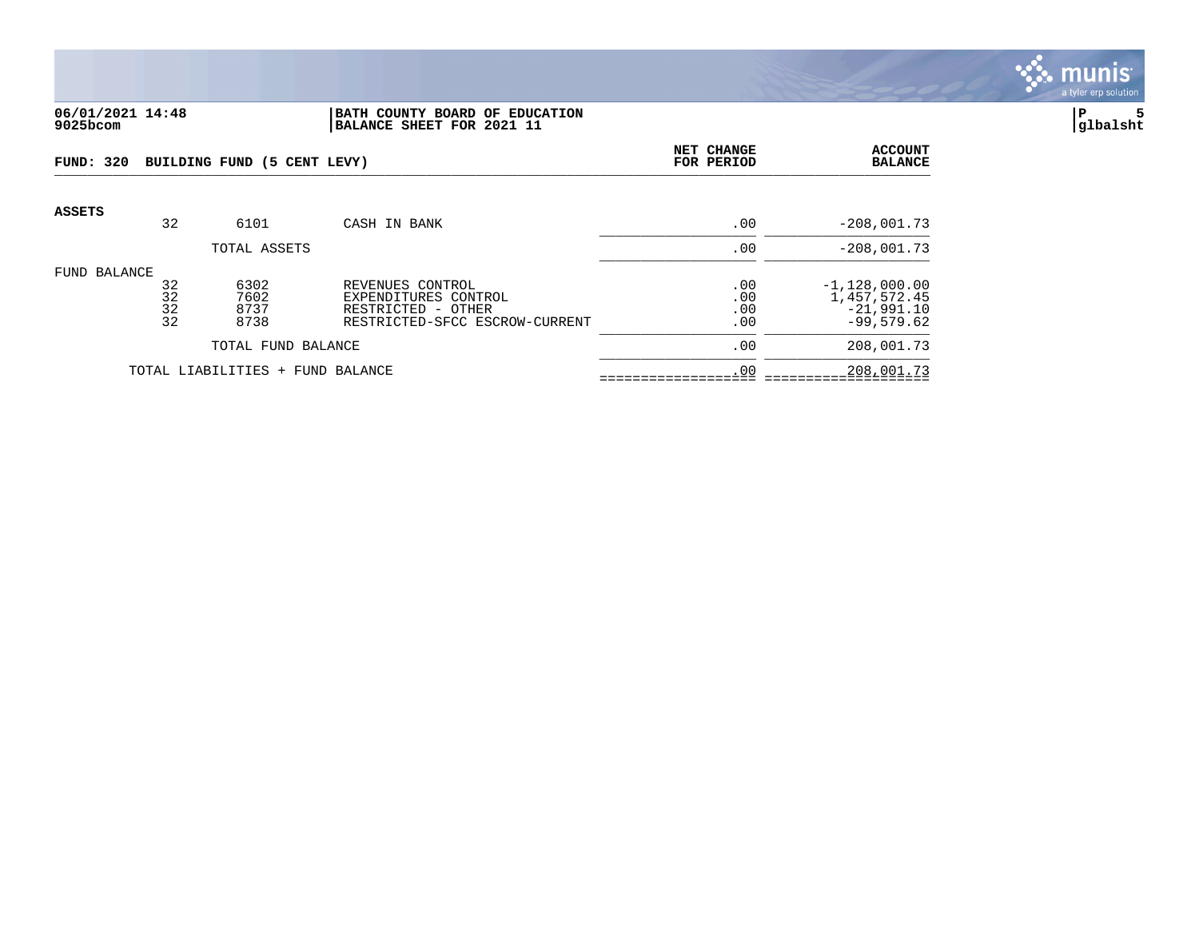06/01/2021 14:48 **BATH COUNTY BOARD OF EDUCATION**
9025bcom **BALANCE SHEET FOR 2021 11**

glbalsht

| FUND: 320 BUILDING FUND (5 CENT LEVY) | | | | NET CHANGE FOR PERIOD | ACCOUNT BALANCE |
|---|---|---|---|---|---|
| **ASSETS** | | | | | |
| | 32 | 6101 | CASH IN BANK | .00 | -208,001.73 |
| | | TOTAL ASSETS | | .00 | -208,001.73 |
| FUND BALANCE | | | | | |
| | 32 | 6302 | REVENUES CONTROL | .00 | -1,128,000.00 |
| | 32 | 7602 | EXPENDITURES CONTROL | .00 | 1,457,572.45 |
| | 32 | 8737 | RESTRICTED - OTHER | .00 | -21,991.10 |
| | 32 | 8738 | RESTRICTED-SFCC ESCROW-CURRENT | .00 | -99,579.62 |
| | | TOTAL FUND BALANCE | | .00 | 208,001.73 |
| | TOTAL LIABILITIES + FUND BALANCE | | | .00 | 208,001.73 |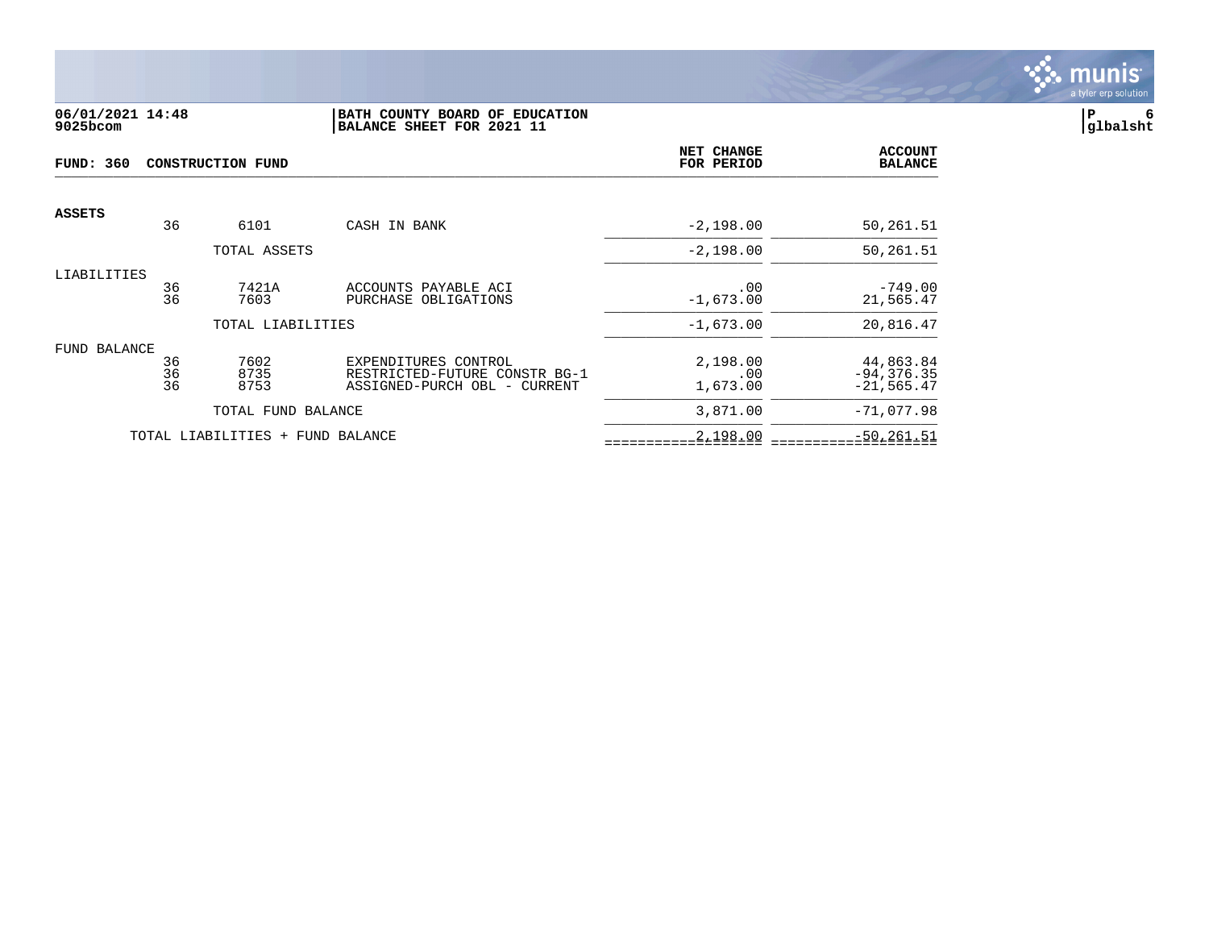**06/01/2021 14:48**
**9025bcom**

**BATH COUNTY BOARD OF EDUCATION**
**BALANCE SHEET FOR 2021 11**

**P 6**
**glbalsht**

| FUND: 360 CONSTRUCTION FUND | | | | NET CHANGE FOR PERIOD | ACCOUNT BALANCE |
|---|---|---|---|---|---|
| **ASSETS** | | | | | |
| | 36 | 6101 | CASH IN BANK | -2,198.00 | 50,261.51 |
| | | TOTAL ASSETS | | -2,198.00 | 50,261.51 |
| LIABILITIES | | | | | |
| | 36 | 7421A | ACCOUNTS PAYABLE ACI | .00 | -749.00 |
| | 36 | 7603 | PURCHASE OBLIGATIONS | -1,673.00 | 21,565.47 |
| | | TOTAL LIABILITIES | | -1,673.00 | 20,816.47 |
| FUND BALANCE | | | | | |
| | 36 | 7602 | EXPENDITURES CONTROL | 2,198.00 | 44,863.84 |
| | 36 | 8735 | RESTRICTED-FUTURE CONSTR BG-1 | .00 | -94,376.35 |
| | 36 | 8753 | ASSIGNED-PURCH OBL - CURRENT | 1,673.00 | -21,565.47 |
| | | TOTAL FUND BALANCE | | 3,871.00 | -71,077.98 |
| | TOTAL LIABILITIES + FUND BALANCE | | | 2,198.00 | -50,261.51 |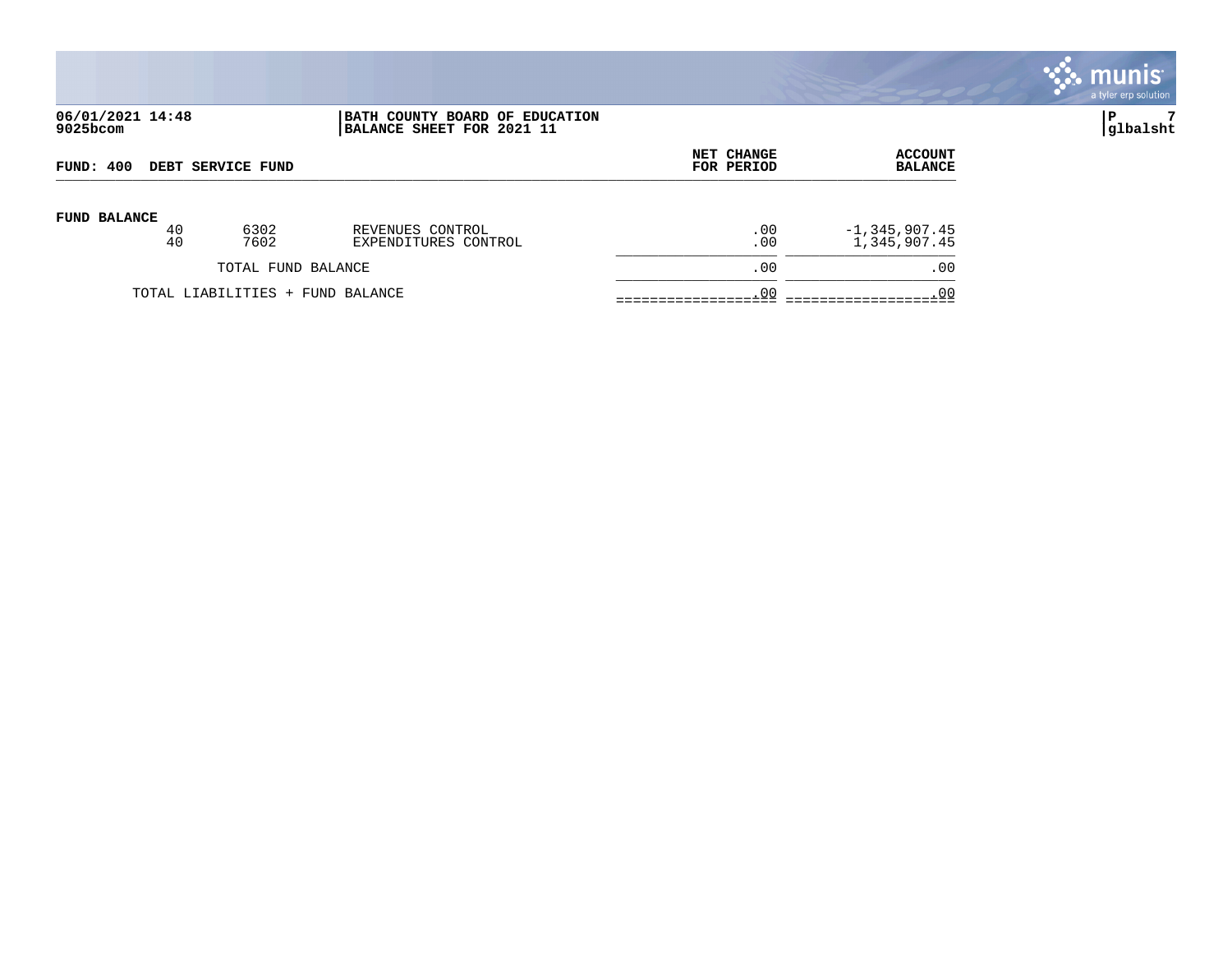06/01/2021 14:48
9025bcom

**BATH COUNTY BOARD OF EDUCATION**
**BALANCE SHEET FOR 2021 11**

P 7
glbalsht

**FUND: 400 DEBT SERVICE FUND**

| | | | | NET CHANGE FOR PERIOD | ACCOUNT BALANCE |
|---|---|---|---|---|---|
| **FUND BALANCE** | | | | | |
| | 40 | 6302 | REVENUES CONTROL | .00 | -1,345,907.45 |
| | 40 | 7602 | EXPENDITURES CONTROL | .00 | 1,345,907.45 |
| | | TOTAL FUND BALANCE | | .00 | .00 |
| | | TOTAL LIABILITIES + FUND BALANCE | | .00 | .00 |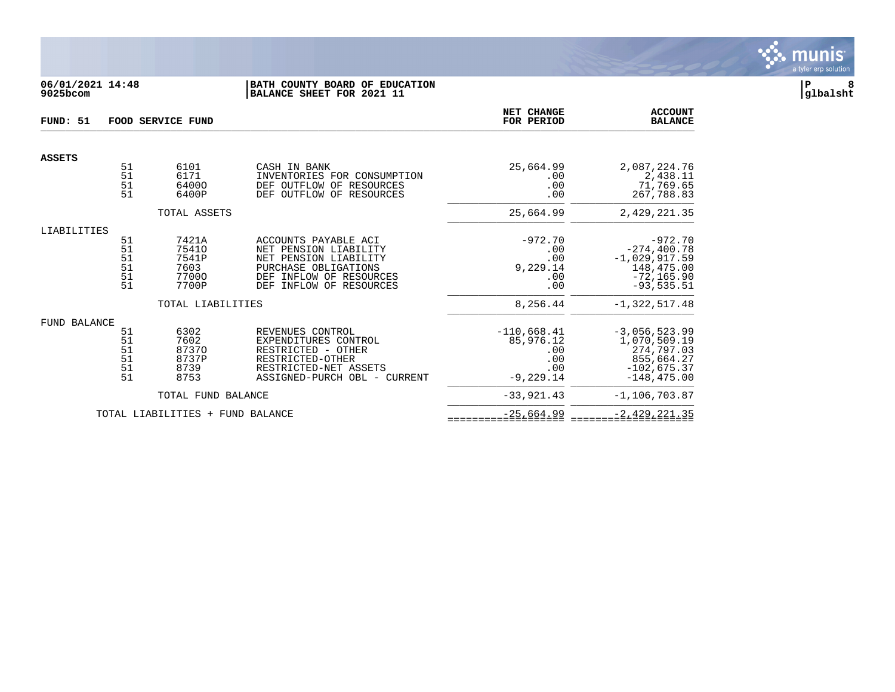06/01/2021 14:48 | BATH COUNTY BOARD OF EDUCATION | P 8
9025bcom | BALANCE SHEET FOR 2021 11 | glbalsht

**FUND: 51 FOOD SERVICE FUND**

| | | | | NET CHANGE FOR PERIOD | ACCOUNT BALANCE |
|---|---|---|---|---|---|
| **ASSETS** | | | | | |
| | 51 | 6101 | CASH IN BANK | 25,664.99 | 2,087,224.76 |
| | 51 | 6171 | INVENTORIES FOR CONSUMPTION | .00 | 2,438.11 |
| | 51 | 6400O | DEF OUTFLOW OF RESOURCES | .00 | 71,769.65 |
| | 51 | 6400P | DEF OUTFLOW OF RESOURCES | .00 | 267,788.83 |
| | | TOTAL ASSETS | | 25,664.99 | 2,429,221.35 |
| LIABILITIES | | | | | |
| | 51 | 7421A | ACCOUNTS PAYABLE ACI | -972.70 | -972.70 |
| | 51 | 7541O | NET PENSION LIABILITY | .00 | -274,400.78 |
| | 51 | 7541P | NET PENSION LIABILITY | .00 | -1,029,917.59 |
| | 51 | 7603 | PURCHASE OBLIGATIONS | 9,229.14 | 148,475.00 |
| | 51 | 7700O | DEF INFLOW OF RESOURCES | .00 | -72,165.90 |
| | 51 | 7700P | DEF INFLOW OF RESOURCES | .00 | -93,535.51 |
| | | TOTAL LIABILITIES | | 8,256.44 | -1,322,517.48 |
| FUND BALANCE | | | | | |
| | 51 | 6302 | REVENUES CONTROL | -110,668.41 | -3,056,523.99 |
| | 51 | 7602 | EXPENDITURES CONTROL | 85,976.12 | 1,070,509.19 |
| | 51 | 8737O | RESTRICTED - OTHER | .00 | 274,797.03 |
| | 51 | 8737P | RESTRICTED-OTHER | .00 | 855,664.27 |
| | 51 | 8739 | RESTRICTED-NET ASSETS | .00 | -102,675.37 |
| | 51 | 8753 | ASSIGNED-PURCH OBL - CURRENT | -9,229.14 | -148,475.00 |
| | | TOTAL FUND BALANCE | | -33,921.43 | -1,106,703.87 |
| | TOTAL LIABILITIES + FUND BALANCE | | | -25,664.99 | -2,429,221.35 |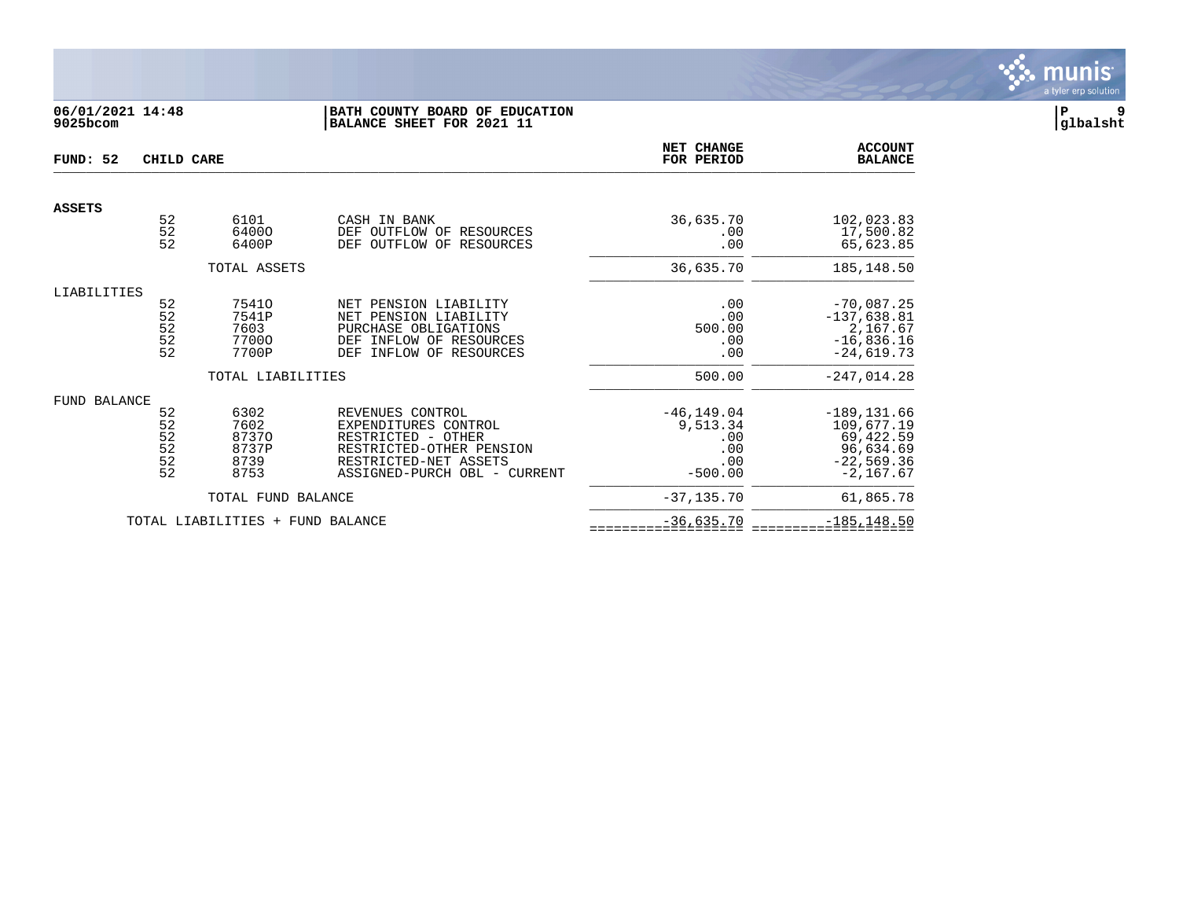**06/01/2021 14:48**
**9025bcom**

**BATH COUNTY BOARD OF EDUCATION**
**BALANCE SHEET FOR 2021 11**

**P 9**
**glbalsht**

| FUND: 52 CHILD CARE | | | | NET CHANGE FOR PERIOD | ACCOUNT BALANCE |
|---|---|---|---|---|---|
| **ASSETS** | | | | | |
| | 52 | 6101 | CASH IN BANK | 36,635.70 | 102,023.83 |
| | 52 | 6400O | DEF OUTFLOW OF RESOURCES | .00 | 17,500.82 |
| | 52 | 6400P | DEF OUTFLOW OF RESOURCES | .00 | 65,623.85 |
| | | TOTAL ASSETS | | 36,635.70 | 185,148.50 |
| LIABILITIES | | | | | |
| | 52 | 7541O | NET PENSION LIABILITY | .00 | -70,087.25 |
| | 52 | 7541P | NET PENSION LIABILITY | .00 | -137,638.81 |
| | 52 | 7603 | PURCHASE OBLIGATIONS | 500.00 | 2,167.67 |
| | 52 | 7700O | DEF INFLOW OF RESOURCES | .00 | -16,836.16 |
| | 52 | 7700P | DEF INFLOW OF RESOURCES | .00 | -24,619.73 |
| | | TOTAL LIABILITIES | | 500.00 | -247,014.28 |
| FUND BALANCE | | | | | |
| | 52 | 6302 | REVENUES CONTROL | -46,149.04 | -189,131.66 |
| | 52 | 7602 | EXPENDITURES CONTROL | 9,513.34 | 109,677.19 |
| | 52 | 8737O | RESTRICTED - OTHER | .00 | 69,422.59 |
| | 52 | 8737P | RESTRICTED-OTHER PENSION | .00 | 96,634.69 |
| | 52 | 8739 | RESTRICTED-NET ASSETS | .00 | -22,569.36 |
| | 52 | 8753 | ASSIGNED-PURCH OBL - CURRENT | -500.00 | -2,167.67 |
| | | TOTAL FUND BALANCE | | -37,135.70 | 61,865.78 |
| | TOTAL LIABILITIES + FUND BALANCE | | | -36,635.70 | -185,148.50 |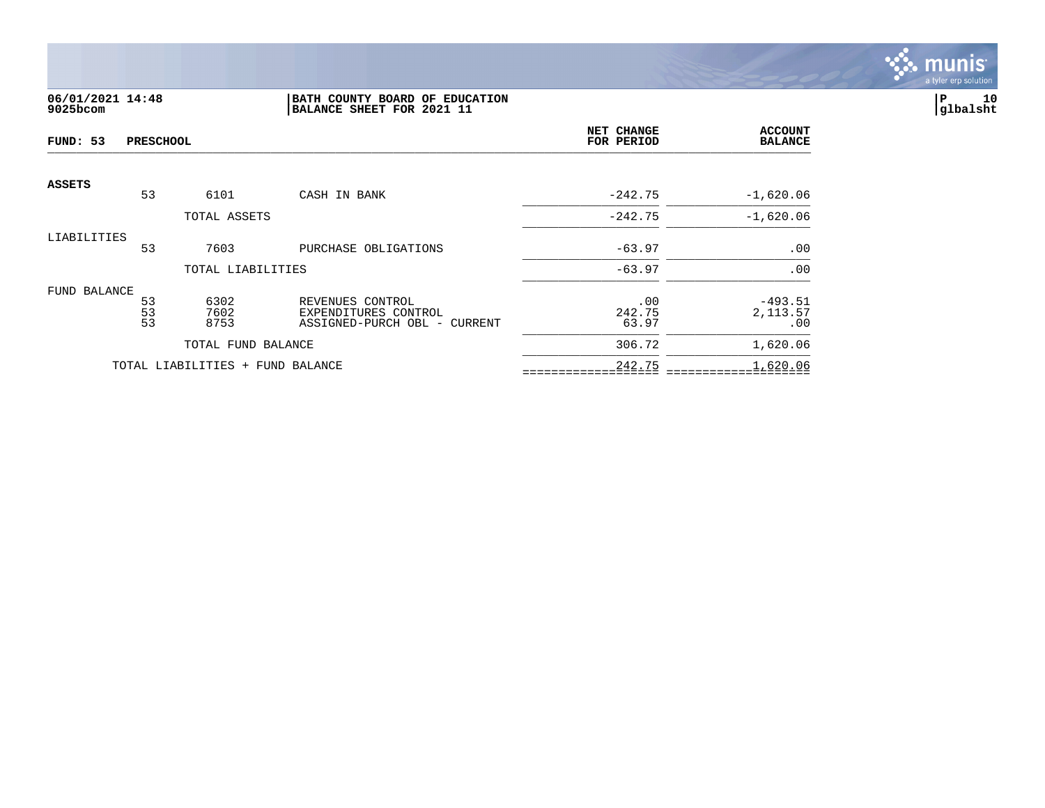**06/01/2021 14:48**
**9025bcom**

**BATH COUNTY BOARD OF EDUCATION**
**BALANCE SHEET FOR 2021 11**

**P 10**
**glbalsht**

| FUND: 53 PRESCHOOL | | | | NET CHANGE FOR PERIOD | ACCOUNT BALANCE |
|---|---|---|---|---|---|
| **ASSETS** | | | | | |
| | 53 | 6101 | CASH IN BANK | -242.75 | -1,620.06 |
| | | TOTAL ASSETS | | -242.75 | -1,620.06 |
| LIABILITIES | | | | | |
| | 53 | 7603 | PURCHASE OBLIGATIONS | -63.97 | .00 |
| | | TOTAL LIABILITIES | | -63.97 | .00 |
| FUND BALANCE | | | | | |
| | 53 | 6302 | REVENUES CONTROL | .00 | -493.51 |
| | 53 | 7602 | EXPENDITURES CONTROL | 242.75 | 2,113.57 |
| | 53 | 8753 | ASSIGNED-PURCH OBL - CURRENT | 63.97 | .00 |
| | | TOTAL FUND BALANCE | | 306.72 | 1,620.06 |
| | TOTAL LIABILITIES + FUND BALANCE | | | 242.75 | 1,620.06 |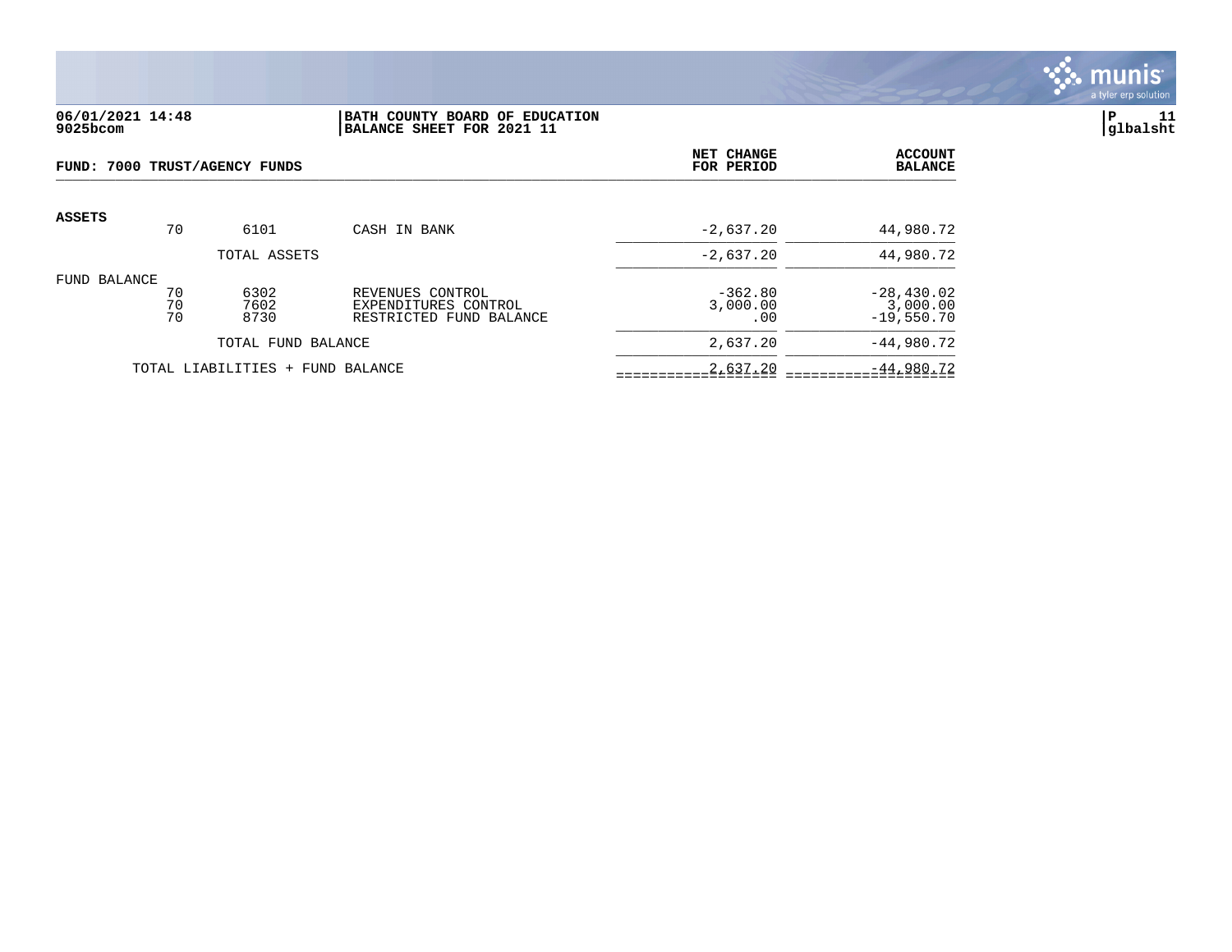**06/01/2021 14:48**
**9025bcom**

**BATH COUNTY BOARD OF EDUCATION**
**BALANCE SHEET FOR 2021 11**

**P 11**
**glbalsht**

| FUND: 7000 TRUST/AGENCY FUNDS | | | | NET CHANGE FOR PERIOD | ACCOUNT BALANCE |
|---|---|---|---|---|---|
| **ASSETS** | | | | | |
| | 70 | 6101 | CASH IN BANK | -2,637.20 | 44,980.72 |
| | | TOTAL ASSETS | | -2,637.20 | 44,980.72 |
| FUND BALANCE | | | | | |
| | 70 | 6302 | REVENUES CONTROL | -362.80 | -28,430.02 |
| | 70 | 7602 | EXPENDITURES CONTROL | 3,000.00 | 3,000.00 |
| | 70 | 8730 | RESTRICTED FUND BALANCE | .00 | -19,550.70 |
| | | TOTAL FUND BALANCE | | 2,637.20 | -44,980.72 |
| | TOTAL LIABILITIES + FUND BALANCE | | | 2,637.20 | -44,980.72 |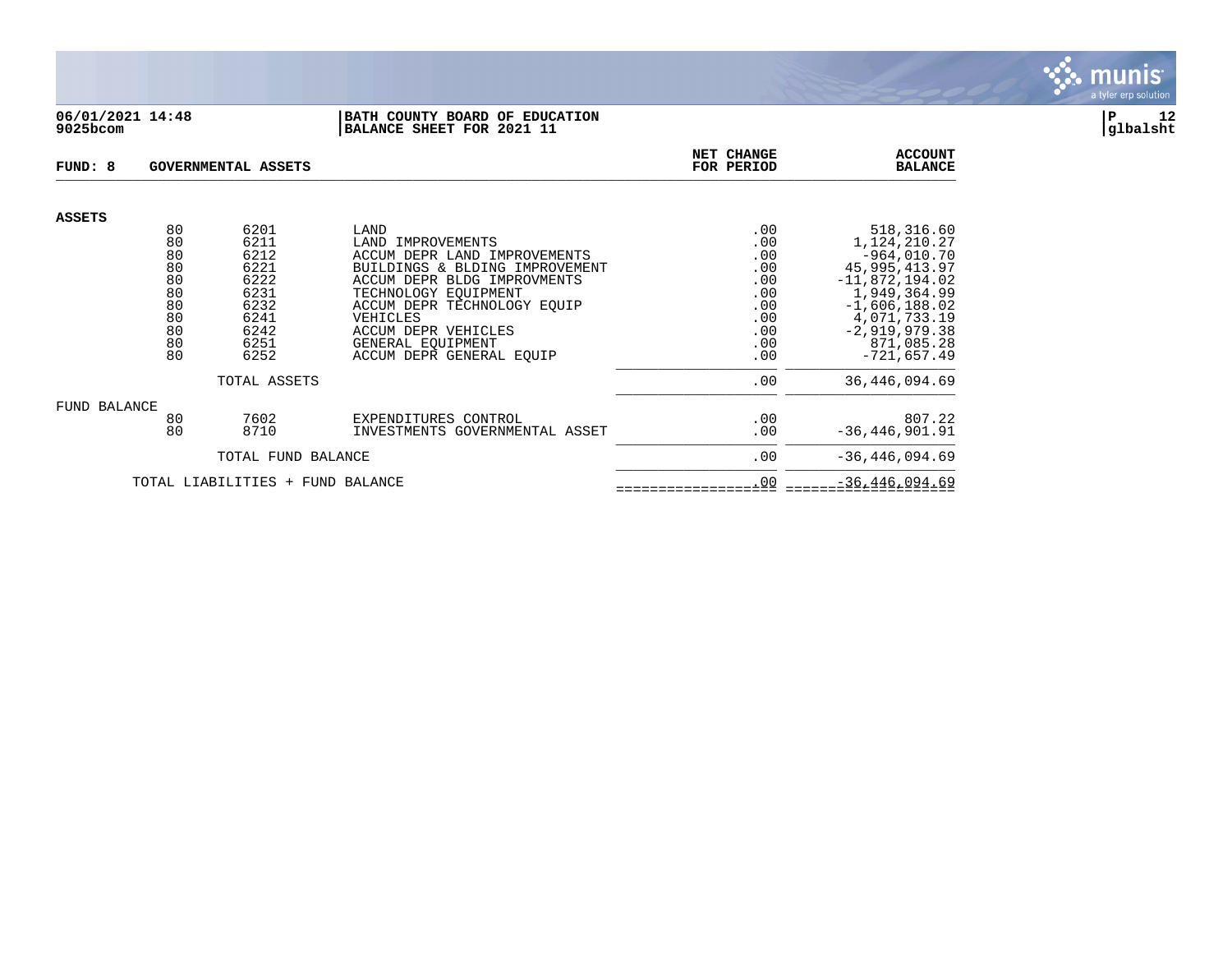**06/01/2021 14:48**
**9025bcom**

**BATH COUNTY BOARD OF EDUCATION**
**BALANCE SHEET FOR 2021 11**

**P 12**
**glbalsht**

**FUND: 8 GOVERNMENTAL ASSETS**

| | | | | NET CHANGE FOR PERIOD | ACCOUNT BALANCE |
|---|---|---|---|---|---|
| **ASSETS** | | | | | |
| | 80 | 6201 | LAND | .00 | 518,316.60 |
| | 80 | 6211 | LAND IMPROVEMENTS | .00 | 1,124,210.27 |
| | 80 | 6212 | ACCUM DEPR LAND IMPROVEMENTS | .00 | -964,010.70 |
| | 80 | 6221 | BUILDINGS & BLDING IMPROVEMENT | .00 | 45,995,413.97 |
| | 80 | 6222 | ACCUM DEPR BLDG IMPROVMENTS | .00 | -11,872,194.02 |
| | 80 | 6231 | TECHNOLOGY EQUIPMENT | .00 | 1,949,364.99 |
| | 80 | 6232 | ACCUM DEPR TECHNOLOGY EQUIP | .00 | -1,606,188.02 |
| | 80 | 6241 | VEHICLES | .00 | 4,071,733.19 |
| | 80 | 6242 | ACCUM DEPR VEHICLES | .00 | -2,919,979.38 |
| | 80 | 6251 | GENERAL EQUIPMENT | .00 | 871,085.28 |
| | 80 | 6252 | ACCUM DEPR GENERAL EQUIP | .00 | -721,657.49 |
| | | TOTAL ASSETS | | .00 | 36,446,094.69 |
| FUND BALANCE | | | | | |
| | 80 | 7602 | EXPENDITURES CONTROL | .00 | 807.22 |
| | 80 | 8710 | INVESTMENTS GOVERNMENTAL ASSET | .00 | -36,446,901.91 |
| | | TOTAL FUND BALANCE | | .00 | -36,446,094.69 |
| TOTAL LIABILITIES + FUND BALANCE | | | | .00 | -36,446,094.69 |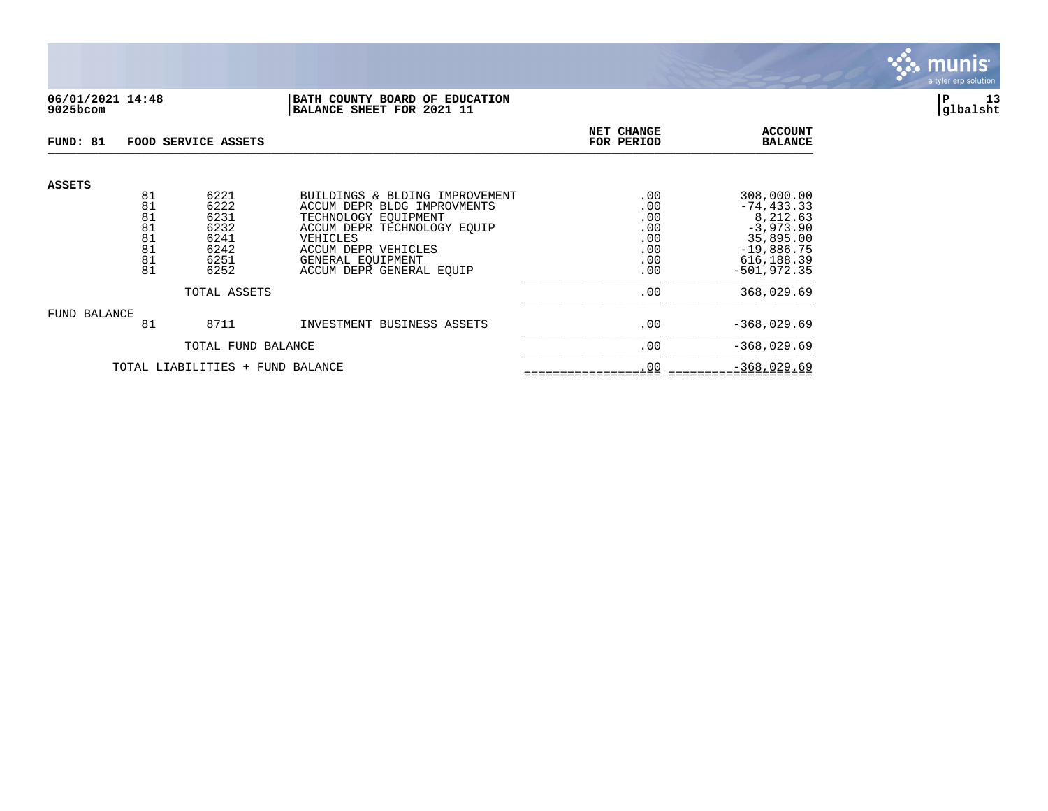**06/01/2021 14:48**
**9025bcom**

**BATH COUNTY BOARD OF EDUCATION**
**BALANCE SHEET FOR 2021 11**

**P 13**
**glbalsht**

| FUND: 81 | FOOD SERVICE ASSETS | | | NET CHANGE FOR PERIOD | ACCOUNT BALANCE |
|---|---|---|---|---|---|
| **ASSETS** | | | | | |
| | 81 | 6221 | BUILDINGS & BLDING IMPROVEMENT | .00 | 308,000.00 |
| | 81 | 6222 | ACCUM DEPR BLDG IMPROVMENTS | .00 | -74,433.33 |
| | 81 | 6231 | TECHNOLOGY EQUIPMENT | .00 | 8,212.63 |
| | 81 | 6232 | ACCUM DEPR TECHNOLOGY EQUIP | .00 | -3,973.90 |
| | 81 | 6241 | VEHICLES | .00 | 35,895.00 |
| | 81 | 6242 | ACCUM DEPR VEHICLES | .00 | -19,886.75 |
| | 81 | 6251 | GENERAL EQUIPMENT | .00 | 616,188.39 |
| | 81 | 6252 | ACCUM DEPR GENERAL EQUIP | .00 | -501,972.35 |
| | | TOTAL ASSETS | | .00 | 368,029.69 |
| FUND BALANCE | | | | | |
| | 81 | 8711 | INVESTMENT BUSINESS ASSETS | .00 | -368,029.69 |
| | | TOTAL FUND BALANCE | | .00 | -368,029.69 |
| | TOTAL LIABILITIES + FUND BALANCE | | | .00 | -368,029.69 |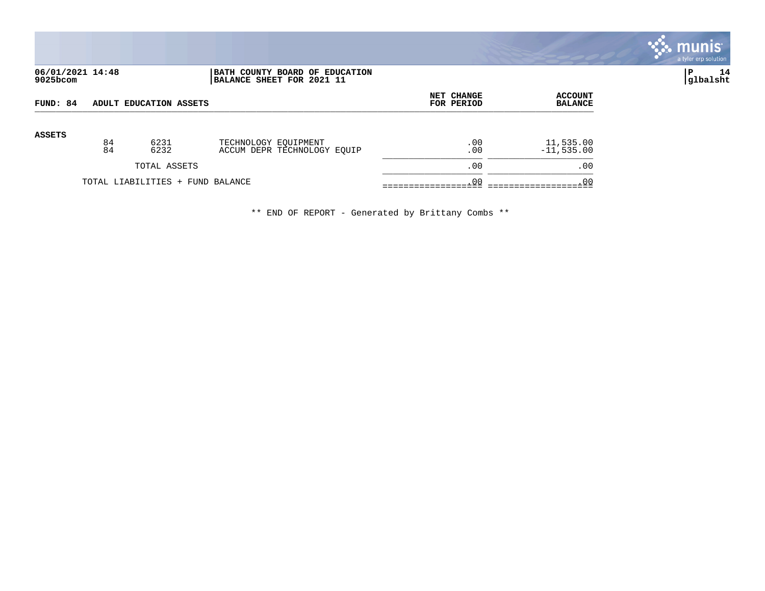**06/01/2021 14:48**
**9025bcom**

**BATH COUNTY BOARD OF EDUCATION**
**BALANCE SHEET FOR 2021 11**

**P 14**
**glbalsht**

| FUND: 84 | ADULT EDUCATION ASSETS | | NET CHANGE FOR PERIOD | ACCOUNT BALANCE |
|---|---|---|---|---|
| **ASSETS** | | | | |
| 84 | 6231 | TECHNOLOGY EQUIPMENT | .00 | 11,535.00 |
| 84 | 6232 | ACCUM DEPR TECHNOLOGY EQUIP | .00 | -11,535.00 |
| | TOTAL ASSETS | | .00 | .00 |
| | TOTAL LIABILITIES + FUND BALANCE | | .00 | .00 |

** END OF REPORT - Generated by Brittany Combs **